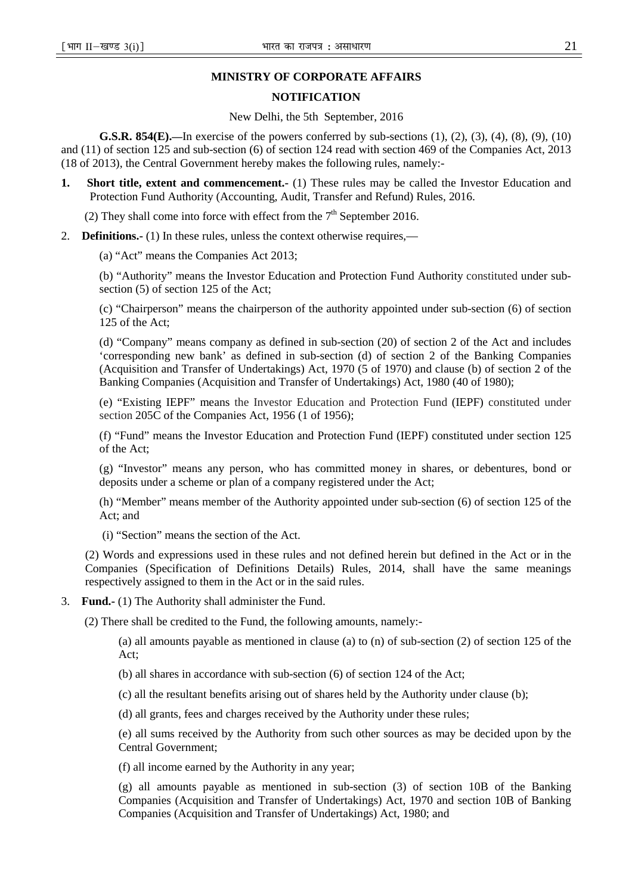## MINISTRY OF CORPORATE AFFAIRS

## NOTIFICATION

New Delhi, the 5th September, 2016

**G.S.R. 854(E).—**In exercise of the powers conferred by sub-sections (1), (2), (3), (4), (8), (9), (10) and (11) of section 125 and sub-section (6) of section 124 read with section 469 of the Companies Act, 2013 (18 of 2013), the Central Government hereby makes the following rules, namely:-

1. **Short title, extent and commencement.-** (1) These rules may be called the Investor Education and Protection Fund Authority (Accounting, Audit, Transfer and Refund) Rules, 2016.

   (2) They shall come into force with effect from the 7th September 2016.

2. **Definitions.-** (1) In these rules, unless the context otherwise requires,—

   (a) "Act" means the Companies Act 2013;

   (b) "Authority" means the Investor Education and Protection Fund Authority constituted under sub-section (5) of section 125 of the Act;

   (c) "Chairperson" means the chairperson of the authority appointed under sub-section (6) of section 125 of the Act;

   (d) "Company" means company as defined in sub-section (20) of section 2 of the Act and includes 'corresponding new bank' as defined in sub-section (d) of section 2 of the Banking Companies (Acquisition and Transfer of Undertakings) Act, 1970 (5 of 1970) and clause (b) of section 2 of the Banking Companies (Acquisition and Transfer of Undertakings) Act, 1980 (40 of 1980);

   (e) "Existing IEPF" means the Investor Education and Protection Fund (IEPF) constituted under section 205C of the Companies Act, 1956 (1 of 1956);

   (f) "Fund" means the Investor Education and Protection Fund (IEPF) constituted under section 125 of the Act;

   (g) "Investor" means any person, who has committed money in shares, or debentures, bond or deposits under a scheme or plan of a company registered under the Act;

   (h) "Member" means member of the Authority appointed under sub-section (6) of section 125 of the Act; and

   (i) "Section" means the section of the Act.

   (2) Words and expressions used in these rules and not defined herein but defined in the Act or in the Companies (Specification of Definitions Details) Rules, 2014, shall have the same meanings respectively assigned to them in the Act or in the said rules.

3. **Fund.-** (1) The Authority shall administer the Fund.

   (2) There shall be credited to the Fund, the following amounts, namely:-

   (a) all amounts payable as mentioned in clause (a) to (n) of sub-section (2) of section 125 of the Act;

   (b) all shares in accordance with sub-section (6) of section 124 of the Act;

   (c) all the resultant benefits arising out of shares held by the Authority under clause (b);

   (d) all grants, fees and charges received by the Authority under these rules;

   (e) all sums received by the Authority from such other sources as may be decided upon by the Central Government;

   (f) all income earned by the Authority in any year;

   (g) all amounts payable as mentioned in sub-section (3) of section 10B of the Banking Companies (Acquisition and Transfer of Undertakings) Act, 1970 and section 10B of Banking Companies (Acquisition and Transfer of Undertakings) Act, 1980; and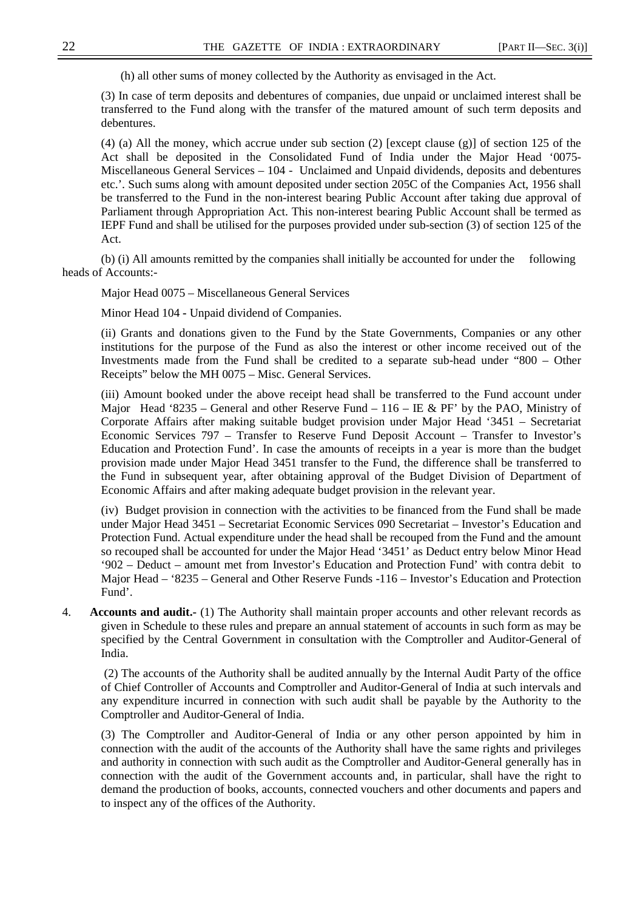(h) all other sums of money collected by the Authority as envisaged in the Act.

(3) In case of term deposits and debentures of companies, due unpaid or unclaimed interest shall be transferred to the Fund along with the transfer of the matured amount of such term deposits and debentures.

(4) (a) All the money, which accrue under sub section (2) [except clause (g)] of section 125 of the Act shall be deposited in the Consolidated Fund of India under the Major Head '0075- Miscellaneous General Services – 104 - Unclaimed and Unpaid dividends, deposits and debentures etc.'. Such sums along with amount deposited under section 205C of the Companies Act, 1956 shall be transferred to the Fund in the non-interest bearing Public Account after taking due approval of Parliament through Appropriation Act. This non-interest bearing Public Account shall be termed as IEPF Fund and shall be utilised for the purposes provided under sub-section (3) of section 125 of the Act.

(b) (i) All amounts remitted by the companies shall initially be accounted for under the following heads of Accounts:-

Major Head 0075 – Miscellaneous General Services

Minor Head 104 - Unpaid dividend of Companies.

(ii) Grants and donations given to the Fund by the State Governments, Companies or any other institutions for the purpose of the Fund as also the interest or other income received out of the Investments made from the Fund shall be credited to a separate sub-head under "800 – Other Receipts" below the MH 0075 – Misc. General Services.

(iii) Amount booked under the above receipt head shall be transferred to the Fund account under Major Head '8235 – General and other Reserve Fund – 116 – IE & PF' by the PAO, Ministry of Corporate Affairs after making suitable budget provision under Major Head '3451 – Secretariat Economic Services 797 – Transfer to Reserve Fund Deposit Account – Transfer to Investor's Education and Protection Fund'. In case the amounts of receipts in a year is more than the budget provision made under Major Head 3451 transfer to the Fund, the difference shall be transferred to the Fund in subsequent year, after obtaining approval of the Budget Division of Department of Economic Affairs and after making adequate budget provision in the relevant year.

(iv) Budget provision in connection with the activities to be financed from the Fund shall be made under Major Head 3451 – Secretariat Economic Services 090 Secretariat – Investor's Education and Protection Fund. Actual expenditure under the head shall be recouped from the Fund and the amount so recouped shall be accounted for under the Major Head '3451' as Deduct entry below Minor Head '902 – Deduct – amount met from Investor's Education and Protection Fund' with contra debit to Major Head – '8235 – General and Other Reserve Funds -116 – Investor's Education and Protection Fund'.

4. **Accounts and audit.-** (1) The Authority shall maintain proper accounts and other relevant records as given in Schedule to these rules and prepare an annual statement of accounts in such form as may be specified by the Central Government in consultation with the Comptroller and Auditor-General of India.

(2) The accounts of the Authority shall be audited annually by the Internal Audit Party of the office of Chief Controller of Accounts and Comptroller and Auditor-General of India at such intervals and any expenditure incurred in connection with such audit shall be payable by the Authority to the Comptroller and Auditor-General of India.

(3) The Comptroller and Auditor-General of India or any other person appointed by him in connection with the audit of the accounts of the Authority shall have the same rights and privileges and authority in connection with such audit as the Comptroller and Auditor-General generally has in connection with the audit of the Government accounts and, in particular, shall have the right to demand the production of books, accounts, connected vouchers and other documents and papers and to inspect any of the offices of the Authority.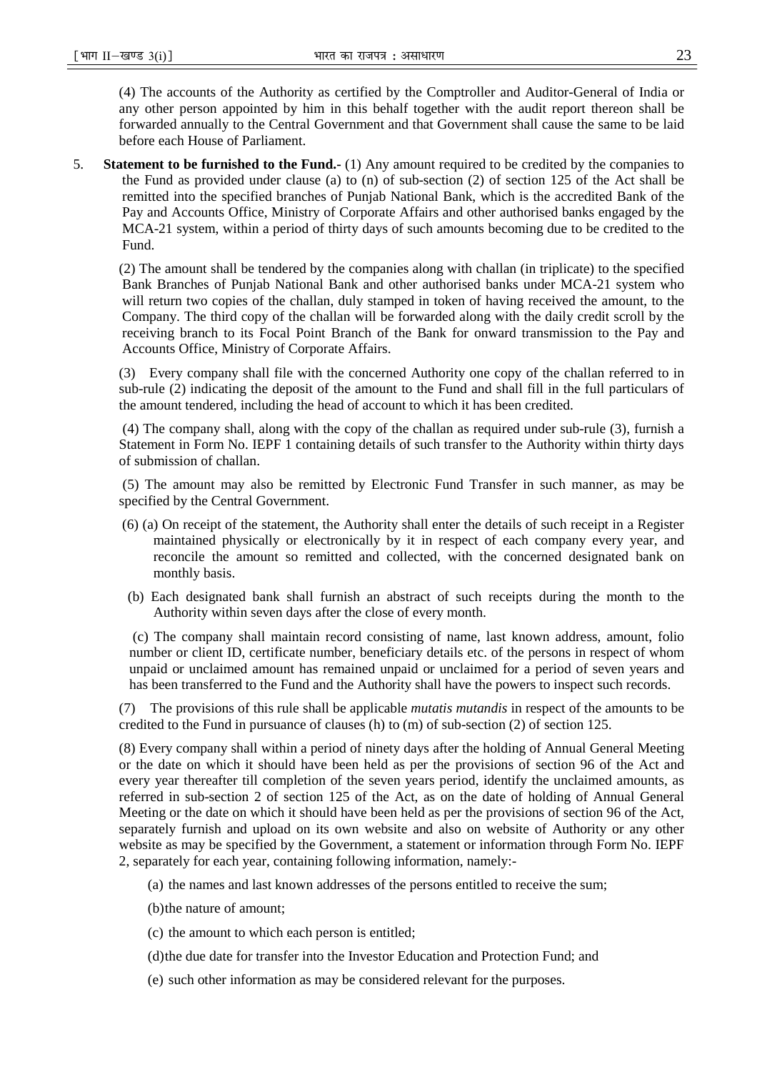(4) The accounts of the Authority as certified by the Comptroller and Auditor-General of India or any other person appointed by him in this behalf together with the audit report thereon shall be forwarded annually to the Central Government and that Government shall cause the same to be laid before each House of Parliament.

5. **Statement to be furnished to the Fund.-** (1) Any amount required to be credited by the companies to the Fund as provided under clause (a) to (n) of sub-section (2) of section 125 of the Act shall be remitted into the specified branches of Punjab National Bank, which is the accredited Bank of the Pay and Accounts Office, Ministry of Corporate Affairs and other authorised banks engaged by the MCA-21 system, within a period of thirty days of such amounts becoming due to be credited to the Fund.

(2) The amount shall be tendered by the companies along with challan (in triplicate) to the specified Bank Branches of Punjab National Bank and other authorised banks under MCA-21 system who will return two copies of the challan, duly stamped in token of having received the amount, to the Company. The third copy of the challan will be forwarded along with the daily credit scroll by the receiving branch to its Focal Point Branch of the Bank for onward transmission to the Pay and Accounts Office, Ministry of Corporate Affairs.

(3) Every company shall file with the concerned Authority one copy of the challan referred to in sub-rule (2) indicating the deposit of the amount to the Fund and shall fill in the full particulars of the amount tendered, including the head of account to which it has been credited.

(4) The company shall, along with the copy of the challan as required under sub-rule (3), furnish a Statement in Form No. IEPF 1 containing details of such transfer to the Authority within thirty days of submission of challan.

(5) The amount may also be remitted by Electronic Fund Transfer in such manner, as may be specified by the Central Government.

(6) (a) On receipt of the statement, the Authority shall enter the details of such receipt in a Register maintained physically or electronically by it in respect of each company every year, and reconcile the amount so remitted and collected, with the concerned designated bank on monthly basis.

(b) Each designated bank shall furnish an abstract of such receipts during the month to the Authority within seven days after the close of every month.

(c) The company shall maintain record consisting of name, last known address, amount, folio number or client ID, certificate number, beneficiary details etc. of the persons in respect of whom unpaid or unclaimed amount has remained unpaid or unclaimed for a period of seven years and has been transferred to the Fund and the Authority shall have the powers to inspect such records.

(7) The provisions of this rule shall be applicable *mutatis mutandis* in respect of the amounts to be credited to the Fund in pursuance of clauses (h) to (m) of sub-section (2) of section 125.

(8) Every company shall within a period of ninety days after the holding of Annual General Meeting or the date on which it should have been held as per the provisions of section 96 of the Act and every year thereafter till completion of the seven years period, identify the unclaimed amounts, as referred in sub-section 2 of section 125 of the Act, as on the date of holding of Annual General Meeting or the date on which it should have been held as per the provisions of section 96 of the Act, separately furnish and upload on its own website and also on website of Authority or any other website as may be specified by the Government, a statement or information through Form No. IEPF 2, separately for each year, containing following information, namely:-

(a) the names and last known addresses of the persons entitled to receive the sum;

(b) the nature of amount;

(c) the amount to which each person is entitled;

(d) the due date for transfer into the Investor Education and Protection Fund; and

(e) such other information as may be considered relevant for the purposes.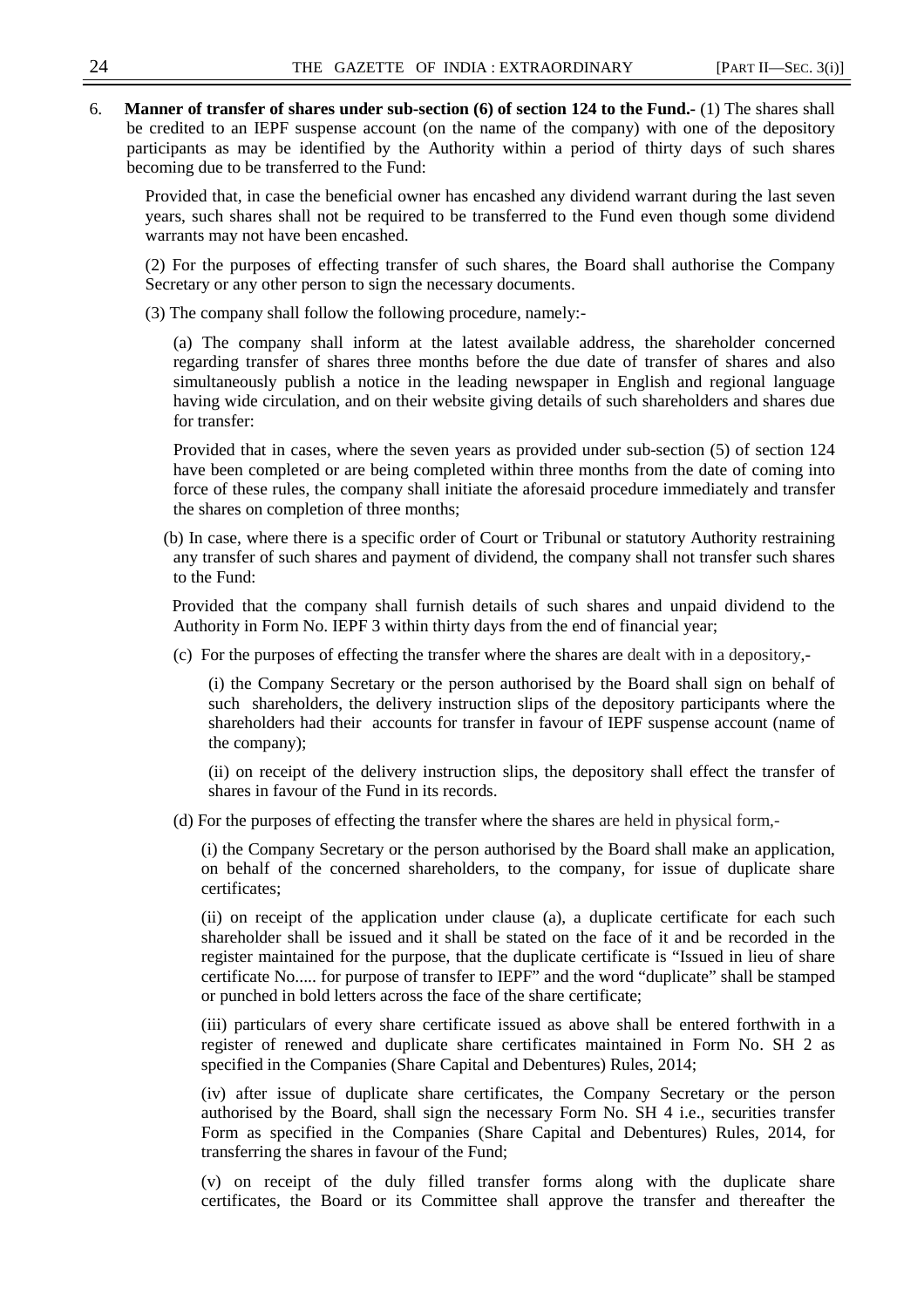6. **Manner of transfer of shares under sub-section (6) of section 124 to the Fund.-** (1) The shares shall be credited to an IEPF suspense account (on the name of the company) with one of the depository participants as may be identified by the Authority within a period of thirty days of such shares becoming due to be transferred to the Fund:

Provided that, in case the beneficial owner has encashed any dividend warrant during the last seven years, such shares shall not be required to be transferred to the Fund even though some dividend warrants may not have been encashed.

(2) For the purposes of effecting transfer of such shares, the Board shall authorise the Company Secretary or any other person to sign the necessary documents.

(3) The company shall follow the following procedure, namely:-

(a) The company shall inform at the latest available address, the shareholder concerned regarding transfer of shares three months before the due date of transfer of shares and also simultaneously publish a notice in the leading newspaper in English and regional language having wide circulation, and on their website giving details of such shareholders and shares due for transfer:

Provided that in cases, where the seven years as provided under sub-section (5) of section 124 have been completed or are being completed within three months from the date of coming into force of these rules, the company shall initiate the aforesaid procedure immediately and transfer the shares on completion of three months;

(b) In case, where there is a specific order of Court or Tribunal or statutory Authority restraining any transfer of such shares and payment of dividend, the company shall not transfer such shares to the Fund:

Provided that the company shall furnish details of such shares and unpaid dividend to the Authority in Form No. IEPF 3 within thirty days from the end of financial year;

(c) For the purposes of effecting the transfer where the shares are dealt with in a depository,-

(i) the Company Secretary or the person authorised by the Board shall sign on behalf of such shareholders, the delivery instruction slips of the depository participants where the shareholders had their accounts for transfer in favour of IEPF suspense account (name of the company);

(ii) on receipt of the delivery instruction slips, the depository shall effect the transfer of shares in favour of the Fund in its records.

(d) For the purposes of effecting the transfer where the shares are held in physical form,-

(i) the Company Secretary or the person authorised by the Board shall make an application, on behalf of the concerned shareholders, to the company, for issue of duplicate share certificates;

(ii) on receipt of the application under clause (a), a duplicate certificate for each such shareholder shall be issued and it shall be stated on the face of it and be recorded in the register maintained for the purpose, that the duplicate certificate is "Issued in lieu of share certificate No..... for purpose of transfer to IEPF" and the word "duplicate" shall be stamped or punched in bold letters across the face of the share certificate;

(iii) particulars of every share certificate issued as above shall be entered forthwith in a register of renewed and duplicate share certificates maintained in Form No. SH 2 as specified in the Companies (Share Capital and Debentures) Rules, 2014;

(iv) after issue of duplicate share certificates, the Company Secretary or the person authorised by the Board, shall sign the necessary Form No. SH 4 i.e., securities transfer Form as specified in the Companies (Share Capital and Debentures) Rules, 2014, for transferring the shares in favour of the Fund;

(v) on receipt of the duly filled transfer forms along with the duplicate share certificates, the Board or its Committee shall approve the transfer and thereafter the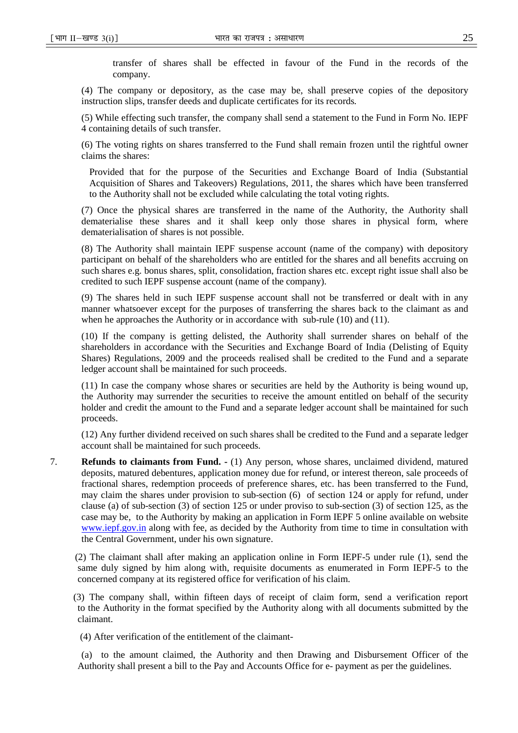transfer of shares shall be effected in favour of the Fund in the records of the company.

(4) The company or depository, as the case may be, shall preserve copies of the depository instruction slips, transfer deeds and duplicate certificates for its records.

(5) While effecting such transfer, the company shall send a statement to the Fund in Form No. IEPF 4 containing details of such transfer.

(6) The voting rights on shares transferred to the Fund shall remain frozen until the rightful owner claims the shares:

Provided that for the purpose of the Securities and Exchange Board of India (Substantial Acquisition of Shares and Takeovers) Regulations, 2011, the shares which have been transferred to the Authority shall not be excluded while calculating the total voting rights.

(7) Once the physical shares are transferred in the name of the Authority, the Authority shall dematerialise these shares and it shall keep only those shares in physical form, where dematerialisation of shares is not possible.

(8) The Authority shall maintain IEPF suspense account (name of the company) with depository participant on behalf of the shareholders who are entitled for the shares and all benefits accruing on such shares e.g. bonus shares, split, consolidation, fraction shares etc. except right issue shall also be credited to such IEPF suspense account (name of the company).

(9) The shares held in such IEPF suspense account shall not be transferred or dealt with in any manner whatsoever except for the purposes of transferring the shares back to the claimant as and when he approaches the Authority or in accordance with sub-rule (10) and (11).

(10) If the company is getting delisted, the Authority shall surrender shares on behalf of the shareholders in accordance with the Securities and Exchange Board of India (Delisting of Equity Shares) Regulations, 2009 and the proceeds realised shall be credited to the Fund and a separate ledger account shall be maintained for such proceeds.

(11) In case the company whose shares or securities are held by the Authority is being wound up, the Authority may surrender the securities to receive the amount entitled on behalf of the security holder and credit the amount to the Fund and a separate ledger account shall be maintained for such proceeds.

(12) Any further dividend received on such shares shall be credited to the Fund and a separate ledger account shall be maintained for such proceeds.

7. **Refunds to claimants from Fund. -** (1) Any person, whose shares, unclaimed dividend, matured deposits, matured debentures, application money due for refund, or interest thereon, sale proceeds of fractional shares, redemption proceeds of preference shares, etc. has been transferred to the Fund, may claim the shares under provision to sub-section (6) of section 124 or apply for refund, under clause (a) of sub-section (3) of section 125 or under proviso to sub-section (3) of section 125, as the case may be, to the Authority by making an application in Form IEPF 5 online available on website www.iepf.gov.in along with fee, as decided by the Authority from time to time in consultation with the Central Government, under his own signature.

(2) The claimant shall after making an application online in Form IEPF-5 under rule (1), send the same duly signed by him along with, requisite documents as enumerated in Form IEPF-5 to the concerned company at its registered office for verification of his claim.

(3) The company shall, within fifteen days of receipt of claim form, send a verification report to the Authority in the format specified by the Authority along with all documents submitted by the claimant.

(4) After verification of the entitlement of the claimant-

(a) to the amount claimed, the Authority and then Drawing and Disbursement Officer of the Authority shall present a bill to the Pay and Accounts Office for e- payment as per the guidelines.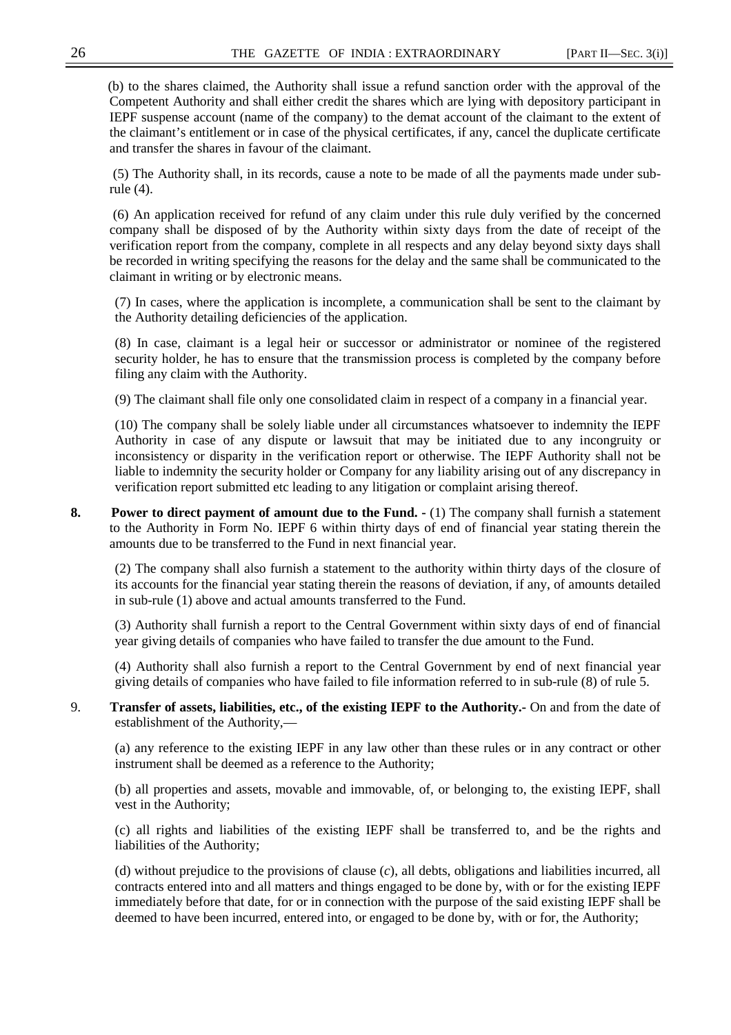(b) to the shares claimed, the Authority shall issue a refund sanction order with the approval of the Competent Authority and shall either credit the shares which are lying with depository participant in IEPF suspense account (name of the company) to the demat account of the claimant to the extent of the claimant's entitlement or in case of the physical certificates, if any, cancel the duplicate certificate and transfer the shares in favour of the claimant.

(5) The Authority shall, in its records, cause a note to be made of all the payments made under sub-rule (4).

(6) An application received for refund of any claim under this rule duly verified by the concerned company shall be disposed of by the Authority within sixty days from the date of receipt of the verification report from the company, complete in all respects and any delay beyond sixty days shall be recorded in writing specifying the reasons for the delay and the same shall be communicated to the claimant in writing or by electronic means.

(7) In cases, where the application is incomplete, a communication shall be sent to the claimant by the Authority detailing deficiencies of the application.

(8) In case, claimant is a legal heir or successor or administrator or nominee of the registered security holder, he has to ensure that the transmission process is completed by the company before filing any claim with the Authority.

(9) The claimant shall file only one consolidated claim in respect of a company in a financial year.

(10) The company shall be solely liable under all circumstances whatsoever to indemnity the IEPF Authority in case of any dispute or lawsuit that may be initiated due to any incongruity or inconsistency or disparity in the verification report or otherwise. The IEPF Authority shall not be liable to indemnity the security holder or Company for any liability arising out of any discrepancy in verification report submitted etc leading to any litigation or complaint arising thereof.

**8. Power to direct payment of amount due to the Fund. -** (1) The company shall furnish a statement to the Authority in Form No. IEPF 6 within thirty days of end of financial year stating therein the amounts due to be transferred to the Fund in next financial year.

(2) The company shall also furnish a statement to the authority within thirty days of the closure of its accounts for the financial year stating therein the reasons of deviation, if any, of amounts detailed in sub-rule (1) above and actual amounts transferred to the Fund.

(3) Authority shall furnish a report to the Central Government within sixty days of end of financial year giving details of companies who have failed to transfer the due amount to the Fund.

(4) Authority shall also furnish a report to the Central Government by end of next financial year giving details of companies who have failed to file information referred to in sub-rule (8) of rule 5.

9. **Transfer of assets, liabilities, etc., of the existing IEPF to the Authority.-** On and from the date of establishment of the Authority,—

(a) any reference to the existing IEPF in any law other than these rules or in any contract or other instrument shall be deemed as a reference to the Authority;

(b) all properties and assets, movable and immovable, of, or belonging to, the existing IEPF, shall vest in the Authority;

(c) all rights and liabilities of the existing IEPF shall be transferred to, and be the rights and liabilities of the Authority;

(d) without prejudice to the provisions of clause (*c*), all debts, obligations and liabilities incurred, all contracts entered into and all matters and things engaged to be done by, with or for the existing IEPF immediately before that date, for or in connection with the purpose of the said existing IEPF shall be deemed to have been incurred, entered into, or engaged to be done by, with or for, the Authority;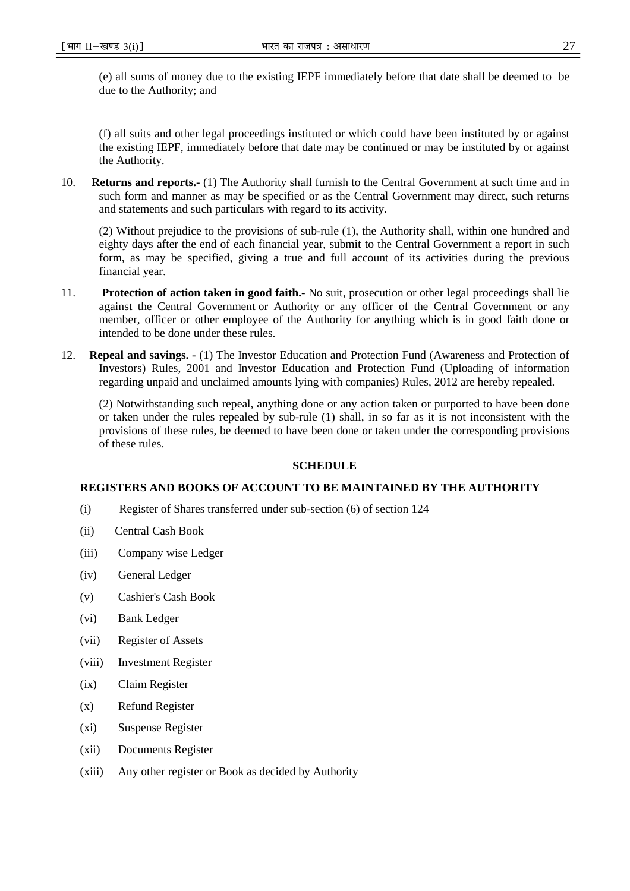(e) all sums of money due to the existing IEPF immediately before that date shall be deemed to be due to the Authority; and

(f) all suits and other legal proceedings instituted or which could have been instituted by or against the existing IEPF, immediately before that date may be continued or may be instituted by or against the Authority.

10. **Returns and reports.-** (1) The Authority shall furnish to the Central Government at such time and in such form and manner as may be specified or as the Central Government may direct, such returns and statements and such particulars with regard to its activity.

(2) Without prejudice to the provisions of sub-rule (1), the Authority shall, within one hundred and eighty days after the end of each financial year, submit to the Central Government a report in such form, as may be specified, giving a true and full account of its activities during the previous financial year.

11. **Protection of action taken in good faith.-** No suit, prosecution or other legal proceedings shall lie against the Central Government or Authority or any officer of the Central Government or any member, officer or other employee of the Authority for anything which is in good faith done or intended to be done under these rules.

12. **Repeal and savings. -** (1) The Investor Education and Protection Fund (Awareness and Protection of Investors) Rules, 2001 and Investor Education and Protection Fund (Uploading of information regarding unpaid and unclaimed amounts lying with companies) Rules, 2012 are hereby repealed.

(2) Notwithstanding such repeal, anything done or any action taken or purported to have been done or taken under the rules repealed by sub-rule (1) shall, in so far as it is not inconsistent with the provisions of these rules, be deemed to have been done or taken under the corresponding provisions of these rules.

**SCHEDULE**

**REGISTERS AND BOOKS OF ACCOUNT TO BE MAINTAINED BY THE AUTHORITY**

(i) Register of Shares transferred under sub-section (6) of section 124

(ii) Central Cash Book

(iii) Company wise Ledger

(iv) General Ledger

(v) Cashier's Cash Book

(vi) Bank Ledger

(vii) Register of Assets

(viii) Investment Register

(ix) Claim Register

(x) Refund Register

(xi) Suspense Register

(xii) Documents Register

(xiii) Any other register or Book as decided by Authority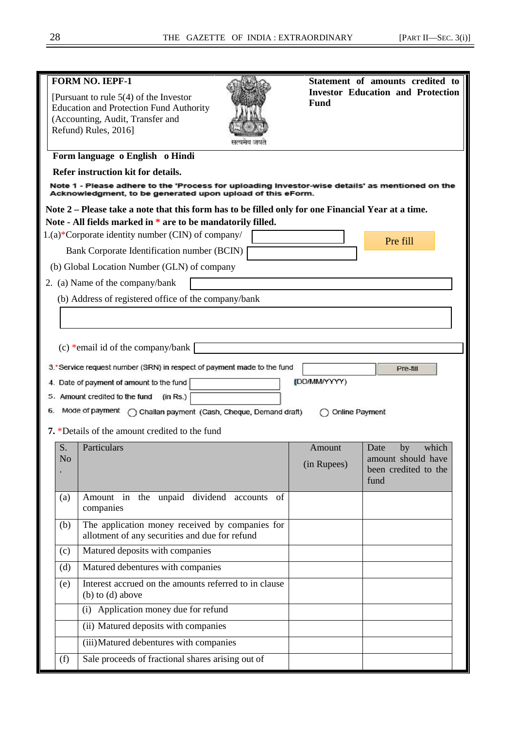**FORM NO. IEPF-1**

[Pursuant to rule 5(4) of the Investor Education and Protection Fund Authority (Accounting, Audit, Transfer and Refund) Rules, 2016]

सत्यमेव जयते

**Statement of amounts credited to Investor Education and Protection Fund**

**Form language o English o Hindi**

**Refer instruction kit for details.**

**Note 1 - Please adhere to the 'Process for uploading Investor-wise details' as mentioned on the Acknowledgment, to be generated upon upload of this eForm.**

**Note 2 – Please take a note that this form has to be filled only for one Financial Year at a time.**

**Note - All fields marked in * are to be mandatorily filled.**

1.(a)*Corporate identity number (CIN) of company/ Bank Corporate Identification number (BCIN) | Pre fill

(b) Global Location Number (GLN) of company

2. (a) Name of the company/bank

(b) Address of registered office of the company/bank

(c) *email id of the company/bank

3. *Service request number (SRN) in respect of payment made to the fund | Pre-fill

4. Date of payment of amount to the fund (DD/MM/YYYY)

5. Amount credited to the fund (in Rs.)

6. Mode of payment ◯ Challan payment (Cash, Cheque, Demand draft) ◯ Online Payment

**7.** *Details of the amount credited to the fund

| S. No. | Particulars | Amount (in Rupees) | Date by which amount should have been credited to the fund |
|---|---|---|---|
| (a) | Amount in the unpaid dividend accounts of companies | | |
| (b) | The application money received by companies for allotment of any securities and due for refund | | |
| (c) | Matured deposits with companies | | |
| (d) | Matured debentures with companies | | |
| (e) | Interest accrued on the amounts referred to in clause (b) to (d) above | | |
| | (i) Application money due for refund | | |
| | (ii) Matured deposits with companies | | |
| | (iii) Matured debentures with companies | | |
| (f) | Sale proceeds of fractional shares arising out of | | |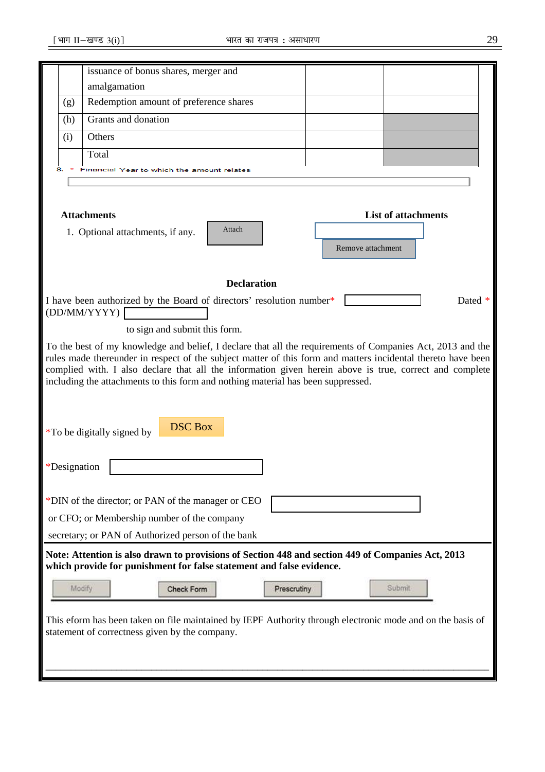| | | | |
|---|---|---|---|
| | issuance of bonus shares, merger and amalgamation | | |
| (g) | Redemption amount of preference shares | | |
| (h) | Grants and donation | | |
| (i) | Others | | |
| | Total | | |

8. * Financial Year to which the amount relates

**Attachments**

1. Optional attachments, if any. [Attach]

**List of attachments**

[Remove attachment]

**Declaration**

I have been authorized by the Board of directors' resolution number* Dated * (DD/MM/YYYY)

to sign and submit this form.

To the best of my knowledge and belief, I declare that all the requirements of Companies Act, 2013 and the rules made thereunder in respect of the subject matter of this form and matters incidental thereto have been complied with. I also declare that all the information given herein above is true, correct and complete including the attachments to this form and nothing material has been suppressed.

*To be digitally signed by [DSC Box]

*Designation

*DIN of the director; or PAN of the manager or CEO or CFO; or Membership number of the company secretary; or PAN of Authorized person of the bank

**Note: Attention is also drawn to provisions of Section 448 and section 449 of Companies Act, 2013 which provide for punishment for false statement and false evidence.**

[Modify] [Check Form] [Prescrutiny] [Submit]

This eform has been taken on file maintained by IEPF Authority through electronic mode and on the basis of statement of correctness given by the company.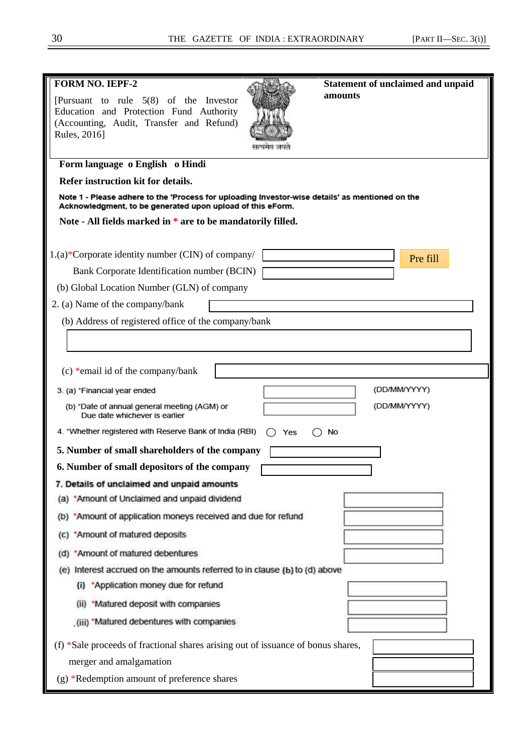**FORM NO. IEPF-2**

[Pursuant to rule 5(8) of the Investor Education and Protection Fund Authority (Accounting, Audit, Transfer and Refund) Rules, 2016]

सत्यमेव जयते

**Statement of unclaimed and unpaid amounts**

**Form language o English o Hindi**

**Refer instruction kit for details.**

**Note 1 - Please adhere to the 'Process for uploading Investor-wise details' as mentioned on the Acknowledgment, to be generated upon upload of this eForm.**

**Note - All fields marked in * are to be mandatorily filled.**

1.(a)*Corporate identity number (CIN) of company/ [ ] Pre fill

Bank Corporate Identification number (BCIN) [ ]

(b) Global Location Number (GLN) of company

2. (a) Name of the company/bank [ ]

(b) Address of registered office of the company/bank

[ ]

(c) *email id of the company/bank [ ]

3. (a) *Financial year ended [ ] (DD/MM/YYYY)

(b) *Date of annual general meeting (AGM) or Due date whichever is earlier [ ] (DD/MM/YYYY)

4. *Whether registered with Reserve Bank of India (RBI) ◯ Yes ◯ No

**5. Number of small shareholders of the company** [ ]

**6. Number of small depositors of the company** [ ]

**7. Details of unclaimed and unpaid amounts**

(a) *Amount of Unclaimed and unpaid dividend [ ]

(b) *Amount of application moneys received and due for refund [ ]

(c) *Amount of matured deposits [ ]

(d) *Amount of matured debentures [ ]

(e) Interest accrued on the amounts referred to in clause (b) to (d) above

(i) *Application money due for refund [ ]

(ii) *Matured deposit with companies [ ]

(iii) *Matured debentures with companies [ ]

(f) *Sale proceeds of fractional shares arising out of issuance of bonus shares, merger and amalgamation [ ]

(g) *Redemption amount of preference shares [ ]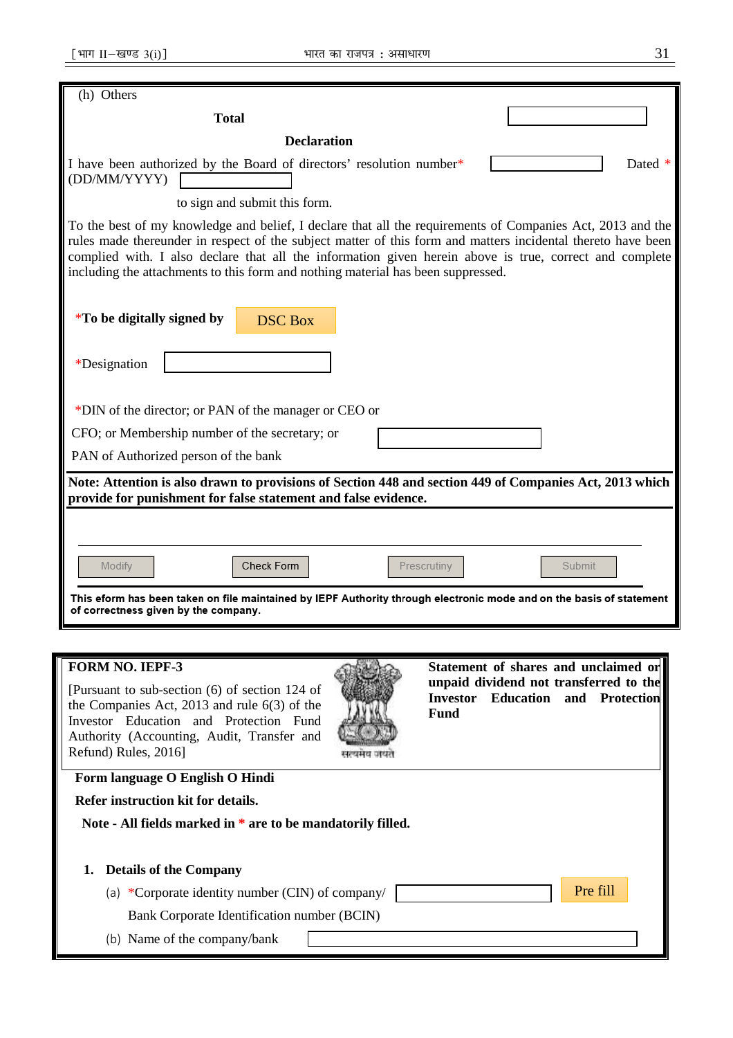(h) Others

**Total**

**Declaration**

I have been authorized by the Board of directors' resolution number* Dated * (DD/MM/YYYY)

to sign and submit this form.

To the best of my knowledge and belief, I declare that all the requirements of Companies Act, 2013 and the rules made thereunder in respect of the subject matter of this form and matters incidental thereto have been complied with. I also declare that all the information given herein above is true, correct and complete including the attachments to this form and nothing material has been suppressed.

***To be digitally signed by** DSC Box

*Designation

*DIN of the director; or PAN of the manager or CEO or CFO; or Membership number of the secretary; or PAN of Authorized person of the bank

**Note: Attention is also drawn to provisions of Section 448 and section 449 of Companies Act, 2013 which provide for punishment for false statement and false evidence.**

Modify | Check Form | Prescrutiny | Submit

**This eform has been taken on file maintained by IEPF Authority through electronic mode and on the basis of statement of correctness given by the company.**

---

**FORM NO. IEPF-3**

[Pursuant to sub-section (6) of section 124 of the Companies Act, 2013 and rule 6(3) of the Investor Education and Protection Fund Authority (Accounting, Audit, Transfer and Refund) Rules, 2016]

सत्यमेव जयते

**Statement of shares and unclaimed or unpaid dividend not transferred to the Investor Education and Protection Fund**

**Form language O English O Hindi**

**Refer instruction kit for details.**

**Note - All fields marked in * are to be mandatorily filled.**

**1. Details of the Company**

(a) *Corporate identity number (CIN) of company/ Bank Corporate Identification number (BCIN) Pre fill

(b) Name of the company/bank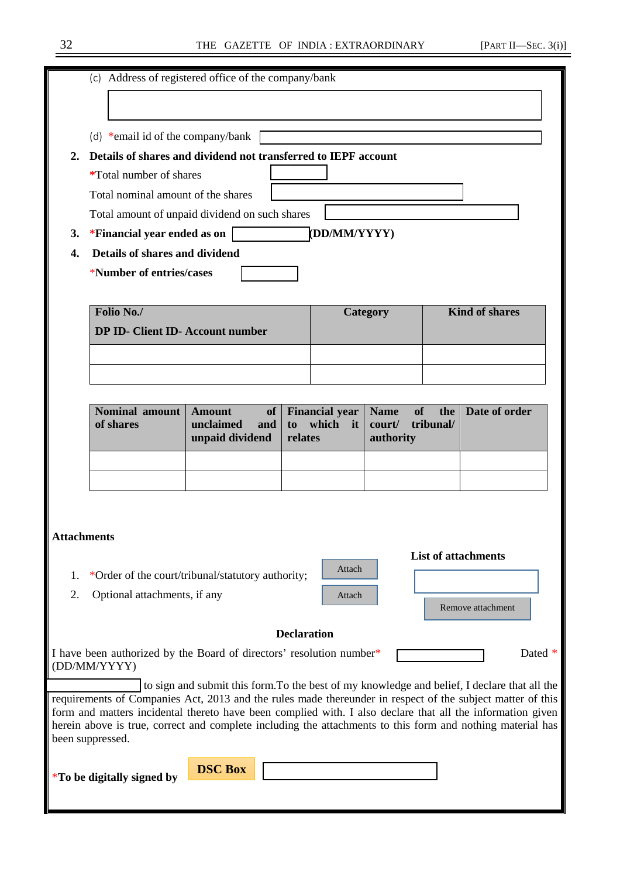(c) Address of registered office of the company/bank

(d) *email id of the company/bank

**2. Details of shares and dividend not transferred to IEPF account**

***Total number of shares**

Total nominal amount of the shares

Total amount of unpaid dividend on such shares

**3. *Financial year ended as on (DD/MM/YYYY)**

**4. Details of shares and dividend**

***Number of entries/cases**

| Folio No./ DP ID- Client ID- Account number | Category | Kind of shares |
|---|---|---|
| | | |
| | | |

| Nominal amount of shares | Amount of unclaimed and unpaid dividend | Financial year to which it relates | Name of the court/ tribunal/ authority | Date of order |
|---|---|---|---|---|
| | | | | |
| | | | | |

**Attachments**

**List of attachments**

1. *Order of the court/tribunal/statutory authority; Attach
2. Optional attachments, if any Attach

Remove attachment

**Declaration**

I have been authorized by the Board of directors' resolution number* Dated * (DD/MM/YYYY)

to sign and submit this form.To the best of my knowledge and belief, I declare that all the requirements of Companies Act, 2013 and the rules made thereunder in respect of the subject matter of this form and matters incidental thereto have been complied with. I also declare that all the information given herein above is true, correct and complete including the attachments to this form and nothing material has been suppressed.

***To be digitally signed by** **DSC Box**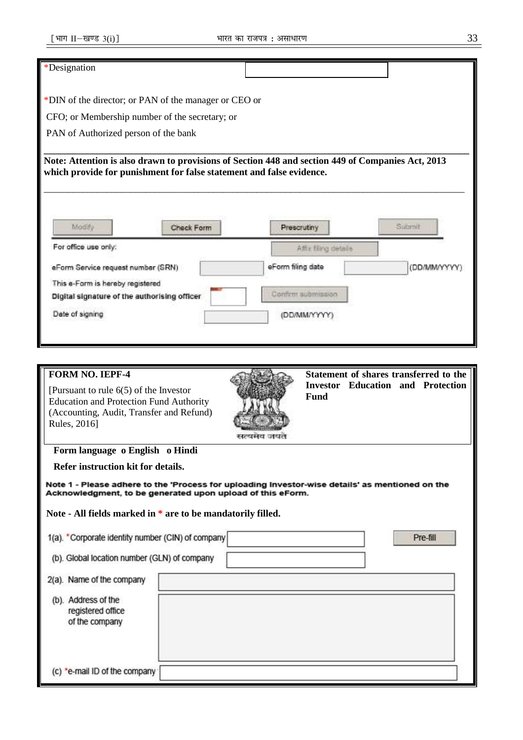*Designation

*DIN of the director; or PAN of the manager or CEO or CFO; or Membership number of the secretary; or PAN of Authorized person of the bank

**Note: Attention is also drawn to provisions of Section 448 and section 449 of Companies Act, 2013 which provide for punishment for false statement and false evidence.**

Modify | Check Form | Prescrutiny | Submit

For office use only:

Affix filing details

eForm Service request number (SRN)

eForm filing date (DD/MM/YYYY)

This e-Form is hereby registered

Digital signature of the authorising officer

Confirm submission

Date of signing (DD/MM/YYYY)

---

**FORM NO. IEPF-4**

[Pursuant to rule 6(5) of the Investor Education and Protection Fund Authority (Accounting, Audit, Transfer and Refund) Rules, 2016]

सत्यमेव जयते

**Statement of shares transferred to the Investor Education and Protection Fund**

**Form language o English o Hindi**

**Refer instruction kit for details.**

**Note 1 - Please adhere to the 'Process for uploading Investor-wise details' as mentioned on the Acknowledgment, to be generated upon upload of this eForm.**

**Note - All fields marked in * are to be mandatorily filled.**

1(a). *Corporate identity number (CIN) of company | Pre-fill

(b). Global location number (GLN) of company

2(a). Name of the company

(b). Address of the registered office of the company

(c) *e-mail ID of the company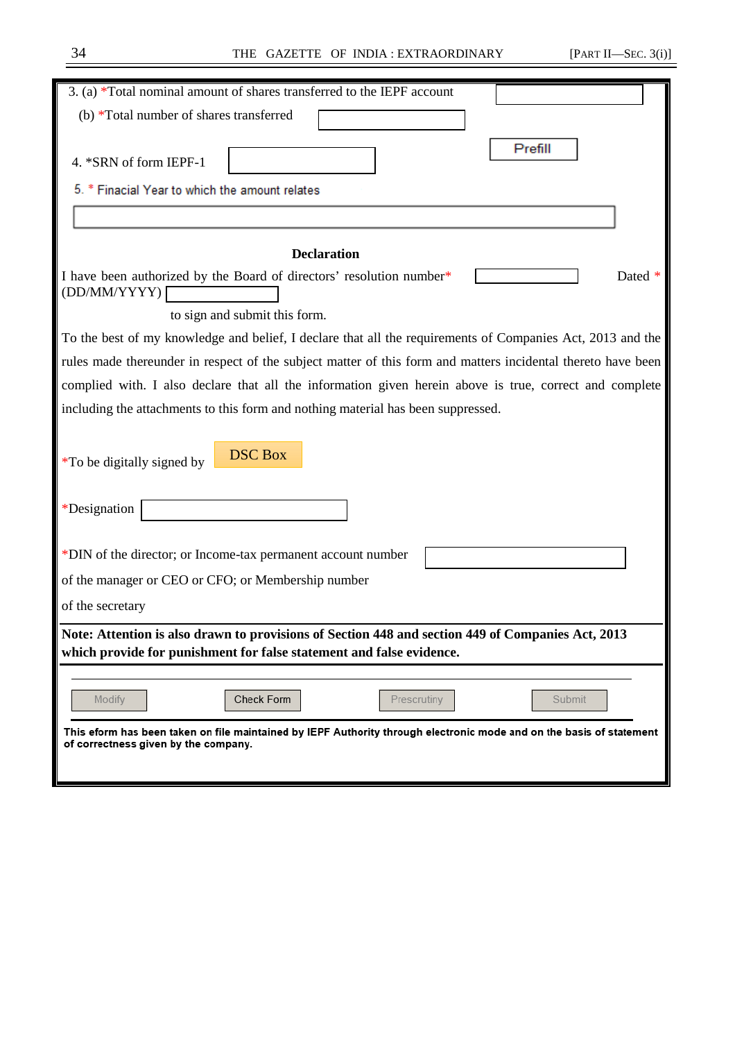3. (a) *Total nominal amount of shares transferred to the IEPF account

(b) *Total number of shares transferred

Prefill

4. *SRN of form IEPF-1

5. * Finacial Year to which the amount relates

**Declaration**

I have been authorized by the Board of directors' resolution number* Dated * (DD/MM/YYYY)

to sign and submit this form.

To the best of my knowledge and belief, I declare that all the requirements of Companies Act, 2013 and the rules made thereunder in respect of the subject matter of this form and matters incidental thereto have been complied with. I also declare that all the information given herein above is true, correct and complete including the attachments to this form and nothing material has been suppressed.

*To be digitally signed by DSC Box

*Designation

*DIN of the director; or Income-tax permanent account number of the manager or CEO or CFO; or Membership number of the secretary

**Note: Attention is also drawn to provisions of Section 448 and section 449 of Companies Act, 2013 which provide for punishment for false statement and false evidence.**

Modify | Check Form | Prescrutiny | Submit

**This eform has been taken on file maintained by IEPF Authority through electronic mode and on the basis of statement of correctness given by the company.**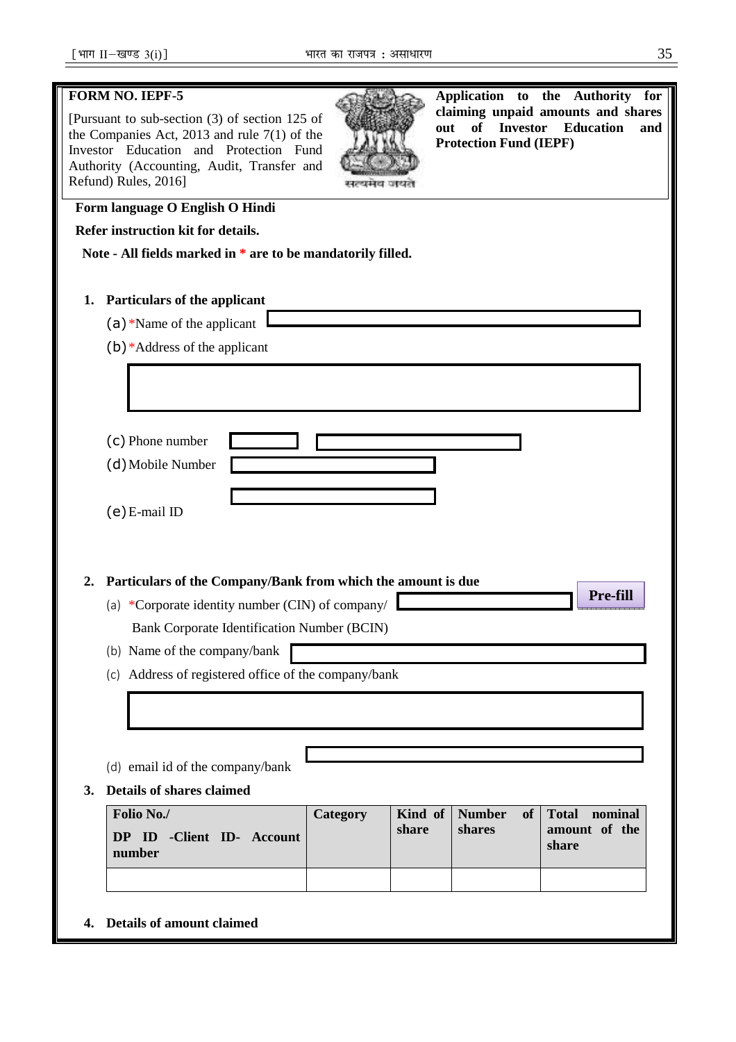**FORM NO. IEPF-5**

[Pursuant to sub-section (3) of section 125 of the Companies Act, 2013 and rule 7(1) of the Investor Education and Protection Fund Authority (Accounting, Audit, Transfer and Refund) Rules, 2016]

**Application to the Authority for claiming unpaid amounts and shares out of Investor Education and Protection Fund (IEPF)**

**Form language O English O Hindi**

**Refer instruction kit for details.**

**Note - All fields marked in * are to be mandatorily filled.**

1. **Particulars of the applicant**

   (a) *Name of the applicant

   (b) *Address of the applicant

   (c) Phone number

   (d) Mobile Number

   (e) E-mail ID

2. **Particulars of the Company/Bank from which the amount is due** **Pre-fill**

   (a) *Corporate identity number (CIN) of company/ Bank Corporate Identification Number (BCIN)

   (b) Name of the company/bank

   (c) Address of registered office of the company/bank

   (d) email id of the company/bank

3. **Details of shares claimed**

| Folio No./ DP ID -Client ID- Account number | Category | Kind of share | Number of shares | Total nominal amount of the share |
|---|---|---|---|---|
| | | | | |

4. **Details of amount claimed**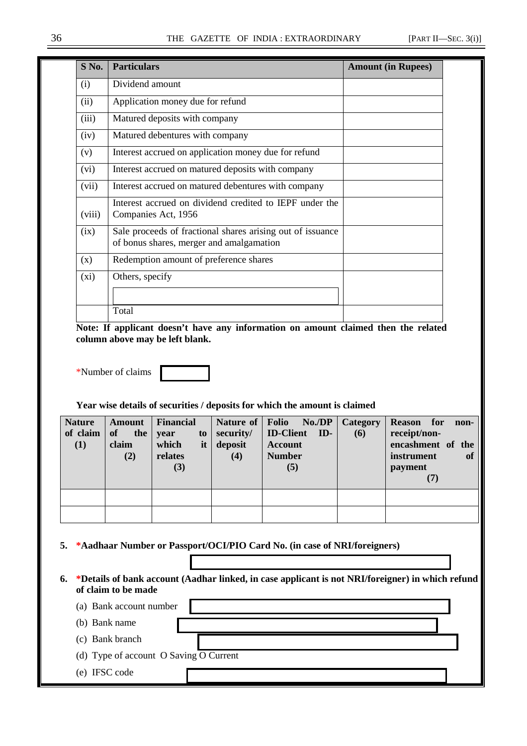| S No. | Particulars | Amount (in Rupees) |
|---|---|---|
| (i) | Dividend amount | |
| (ii) | Application money due for refund | |
| (iii) | Matured deposits with company | |
| (iv) | Matured debentures with company | |
| (v) | Interest accrued on application money due for refund | |
| (vi) | Interest accrued on matured deposits with company | |
| (vii) | Interest accrued on matured debentures with company | |
| (viii) | Interest accrued on dividend credited to IEPF under the Companies Act, 1956 | |
| (ix) | Sale proceeds of fractional shares arising out of issuance of bonus shares, merger and amalgamation | |
| (x) | Redemption amount of preference shares | |
| (xi) | Others, specify | |
| | Total | |

**Note: If applicant doesn't have any information on amount claimed then the related column above may be left blank.**

*Number of claims

**Year wise details of securities / deposits for which the amount is claimed**

| Nature of claim (1) | Amount of the claim (2) | Financial year to which it relates (3) | Nature of security/ deposit (4) | Folio No./DP ID-Client ID-Account Number (5) | Category (6) | Reason for non-receipt/non-encashment of the instrument of payment (7) |
|---|---|---|---|---|---|---|
| | | | | | | |
| | | | | | | |

5. ***Aadhaar Number or Passport/OCI/PIO Card No. (in case of NRI/foreigners)**

6. ***Details of bank account (Aadhar linked, in case applicant is not NRI/foreigner) in which refund of claim to be made**

   (a) Bank account number

   (b) Bank name

   (c) Bank branch

   (d) Type of account O Saving O Current

   (e) IFSC code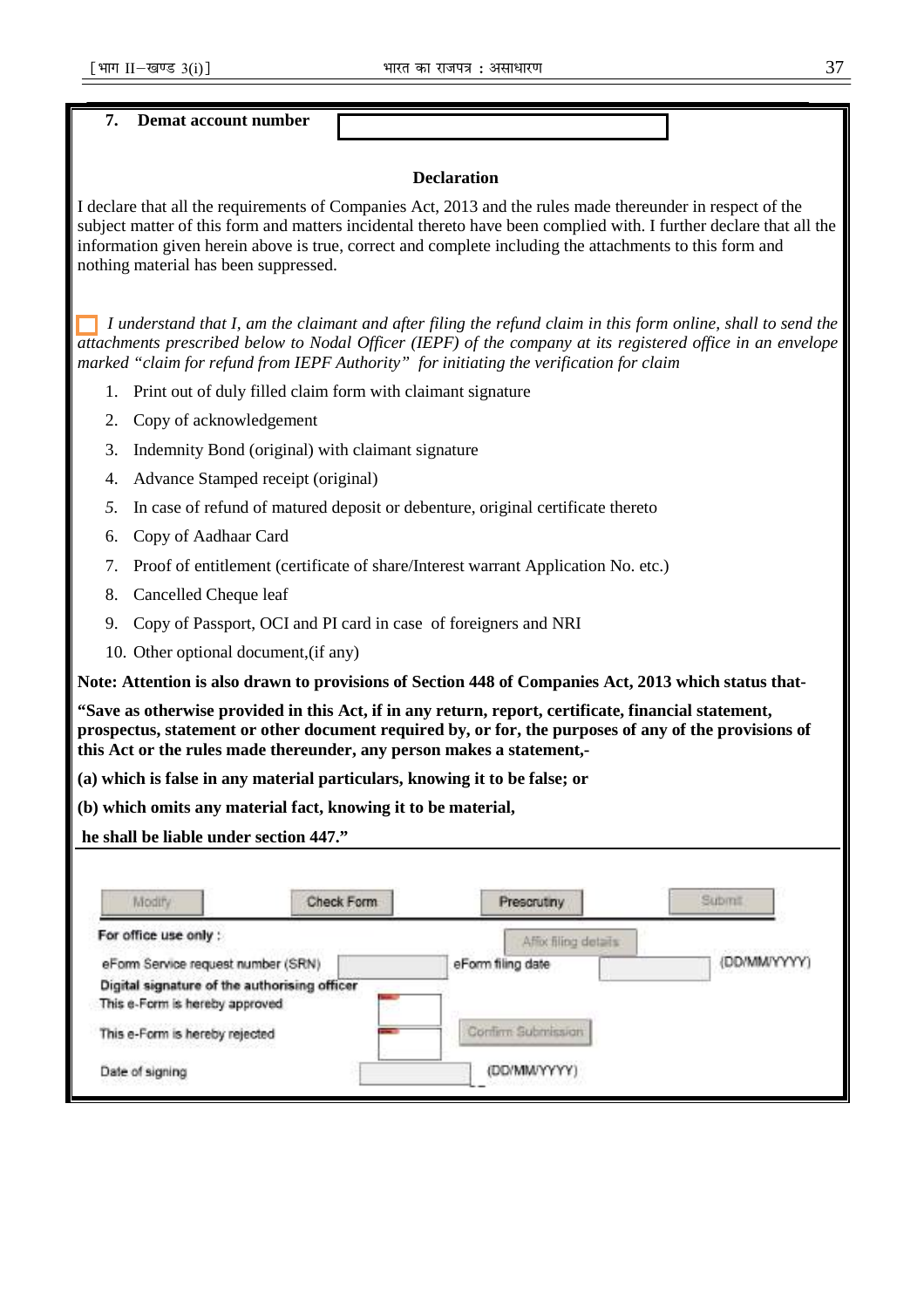**7. Demat account number**

**Declaration**

I declare that all the requirements of Companies Act, 2013 and the rules made thereunder in respect of the subject matter of this form and matters incidental thereto have been complied with. I further declare that all the information given herein above is true, correct and complete including the attachments to this form and nothing material has been suppressed.

☐ *I understand that I, am the claimant and after filing the refund claim in this form online, shall to send the attachments prescribed below to Nodal Officer (IEPF) of the company at its registered office in an envelope marked "claim for refund from IEPF Authority" for initiating the verification for claim*

1. Print out of duly filled claim form with claimant signature
2. Copy of acknowledgement
3. Indemnity Bond (original) with claimant signature
4. Advance Stamped receipt (original)
5. In case of refund of matured deposit or debenture, original certificate thereto
6. Copy of Aadhaar Card
7. Proof of entitlement (certificate of share/Interest warrant Application No. etc.)
8. Cancelled Cheque leaf
9. Copy of Passport, OCI and PI card in case of foreigners and NRI
10. Other optional document,(if any)

**Note: Attention is also drawn to provisions of Section 448 of Companies Act, 2013 which status that-**

**"Save as otherwise provided in this Act, if in any return, report, certificate, financial statement, prospectus, statement or other document required by, or for, the purposes of any of the provisions of this Act or the rules made thereunder, any person makes a statement,-**

**(a) which is false in any material particulars, knowing it to be false; or**

**(b) which omits any material fact, knowing it to be material,**

**he shall be liable under section 447."**

Modify | Check Form | Prescrutiny | Submit

**For office use only :**

Affix filing details

eForm Service request number (SRN) ______ eForm filing date ______ (DD/MM/YYYY)

**Digital signature of the authorising officer**

This e-Form is hereby approved

This e-Form is hereby rejected

Confirm Submission

Date of signing ______ (DD/MM/YYYY)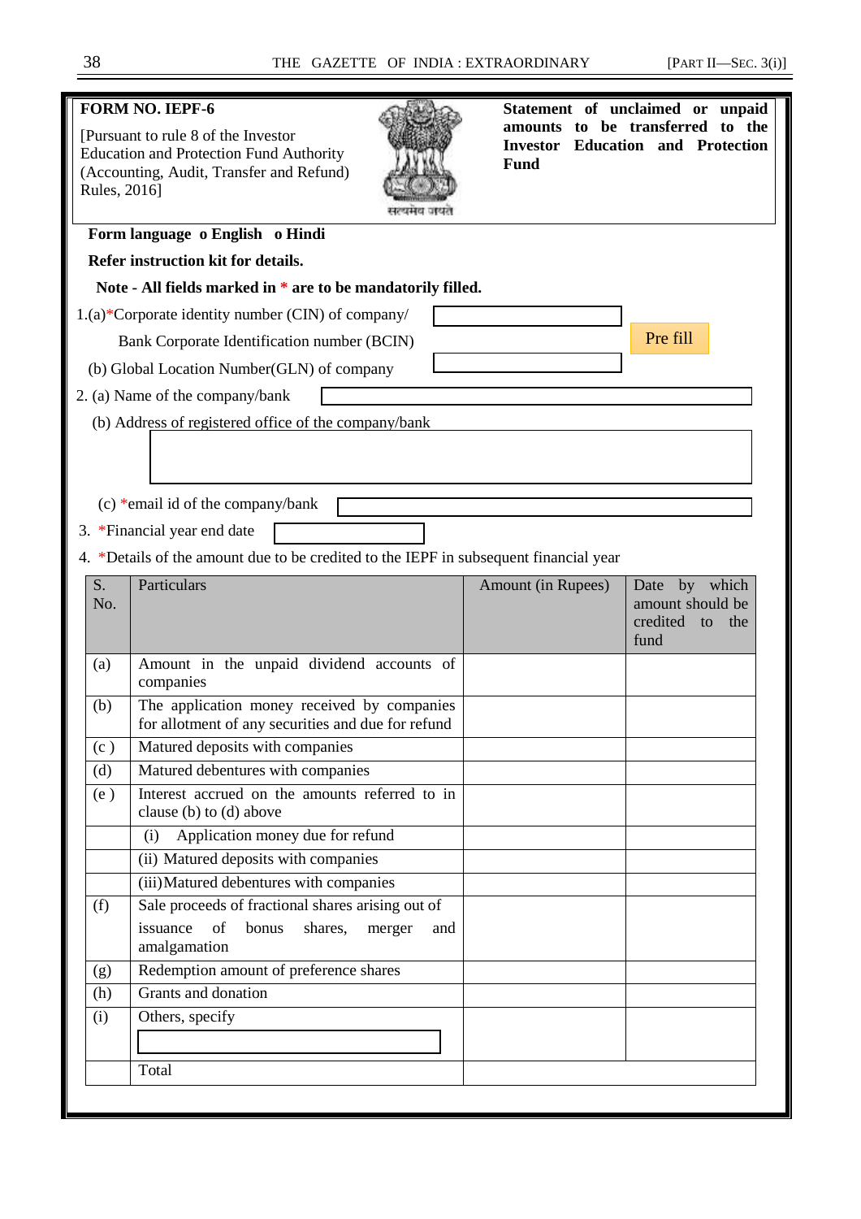**FORM NO. IEPF-6**

[Pursuant to rule 8 of the Investor Education and Protection Fund Authority (Accounting, Audit, Transfer and Refund) Rules, 2016]

**Statement of unclaimed or unpaid amounts to be transferred to the Investor Education and Protection Fund**

**Form language o English o Hindi**

**Refer instruction kit for details.**

**Note - All fields marked in * are to be mandatorily filled.**

1.(a)*Corporate identity number (CIN) of company/ Bank Corporate Identification number (BCIN)

Pre fill

(b) Global Location Number(GLN) of company

2. (a) Name of the company/bank

(b) Address of registered office of the company/bank

(c) *email id of the company/bank

3. *Financial year end date

4. *Details of the amount due to be credited to the IEPF in subsequent financial year

| S. No. | Particulars | Amount (in Rupees) | Date by which amount should be credited to the fund |
|---|---|---|---|
| (a) | Amount in the unpaid dividend accounts of companies | | |
| (b) | The application money received by companies for allotment of any securities and due for refund | | |
| (c ) | Matured deposits with companies | | |
| (d) | Matured debentures with companies | | |
| (e ) | Interest accrued on the amounts referred to in clause (b) to (d) above | | |
| | (i) Application money due for refund | | |
| | (ii) Matured deposits with companies | | |
| | (iii) Matured debentures with companies | | |
| (f) | Sale proceeds of fractional shares arising out of issuance of bonus shares, merger and amalgamation | | |
| (g) | Redemption amount of preference shares | | |
| (h) | Grants and donation | | |
| (i) | Others, specify | | |
| | Total | | |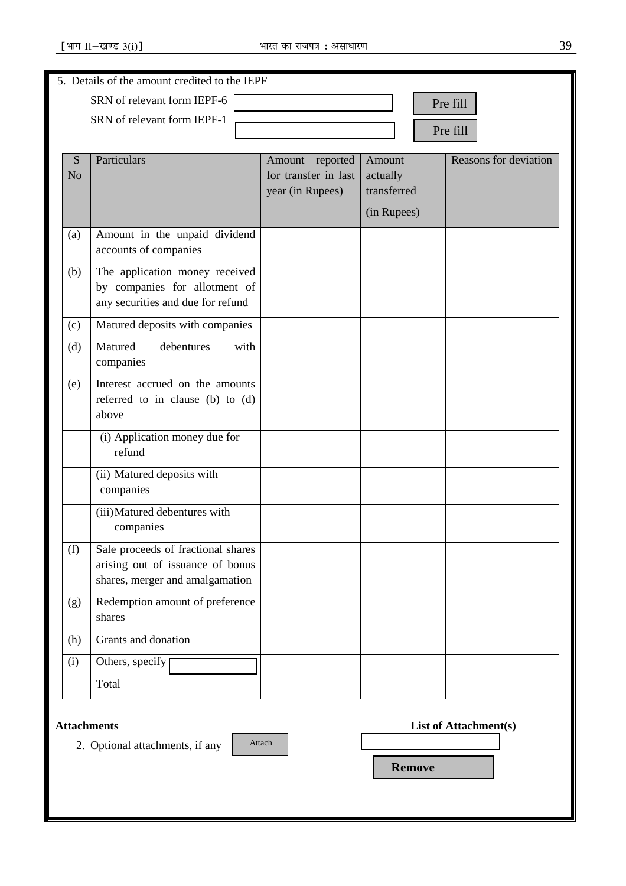5. Details of the amount credited to the IEPF

SRN of relevant form IEPF-6 [ ] Pre fill

SRN of relevant form IEPF-1 [ ] Pre fill

| S No | Particulars | Amount reported for transfer in last year (in Rupees) | Amount actually transferred (in Rupees) | Reasons for deviation |
|---|---|---|---|---|
| (a) | Amount in the unpaid dividend accounts of companies | | | |
| (b) | The application money received by companies for allotment of any securities and due for refund | | | |
| (c) | Matured deposits with companies | | | |
| (d) | Matured debentures with companies | | | |
| (e) | Interest accrued on the amounts referred to in clause (b) to (d) above | | | |
| | (i) Application money due for refund | | | |
| | (ii) Matured deposits with companies | | | |
| | (iii) Matured debentures with companies | | | |
| (f) | Sale proceeds of fractional shares arising out of issuance of bonus shares, merger and amalgamation | | | |
| (g) | Redemption amount of preference shares | | | |
| (h) | Grants and donation | | | |
| (i) | Others, specify [ ] | | | |
| | Total | | | |

**Attachments** **List of Attachment(s)**

2. Optional attachments, if any [Attach]

**Remove**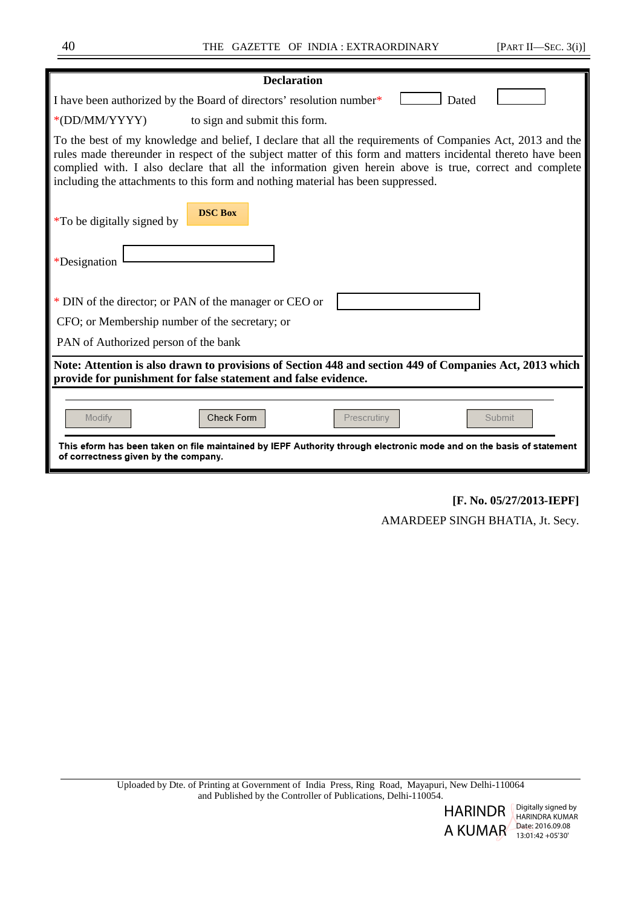## Declaration

I have been authorized by the Board of directors' resolution number* Dated

*(DD/MM/YYYY) to sign and submit this form.

To the best of my knowledge and belief, I declare that all the requirements of Companies Act, 2013 and the rules made thereunder in respect of the subject matter of this form and matters incidental thereto have been complied with. I also declare that all the information given herein above is true, correct and complete including the attachments to this form and nothing material has been suppressed.

*To be digitally signed by **DSC Box**

*Designation

* DIN of the director; or PAN of the manager or CEO or CFO; or Membership number of the secretary; or PAN of Authorized person of the bank

**Note: Attention is also drawn to provisions of Section 448 and section 449 of Companies Act, 2013 which provide for punishment for false statement and false evidence.**

Modify | Check Form | Prescrutiny | Submit

**This eform has been taken on file maintained by IEPF Authority through electronic mode and on the basis of statement of correctness given by the company.**

**[F. No. 05/27/2013-IEPF]**

AMARDEEP SINGH BHATIA, Jt. Secy.

Uploaded by Dte. of Printing at Government of India Press, Ring Road, Mayapuri, New Delhi-110064 and Published by the Controller of Publications, Delhi-110054.

HARINDRA KUMAR Digitally signed by HARINDRA KUMAR Date: 2016.09.08 13:01:42 +05'30'